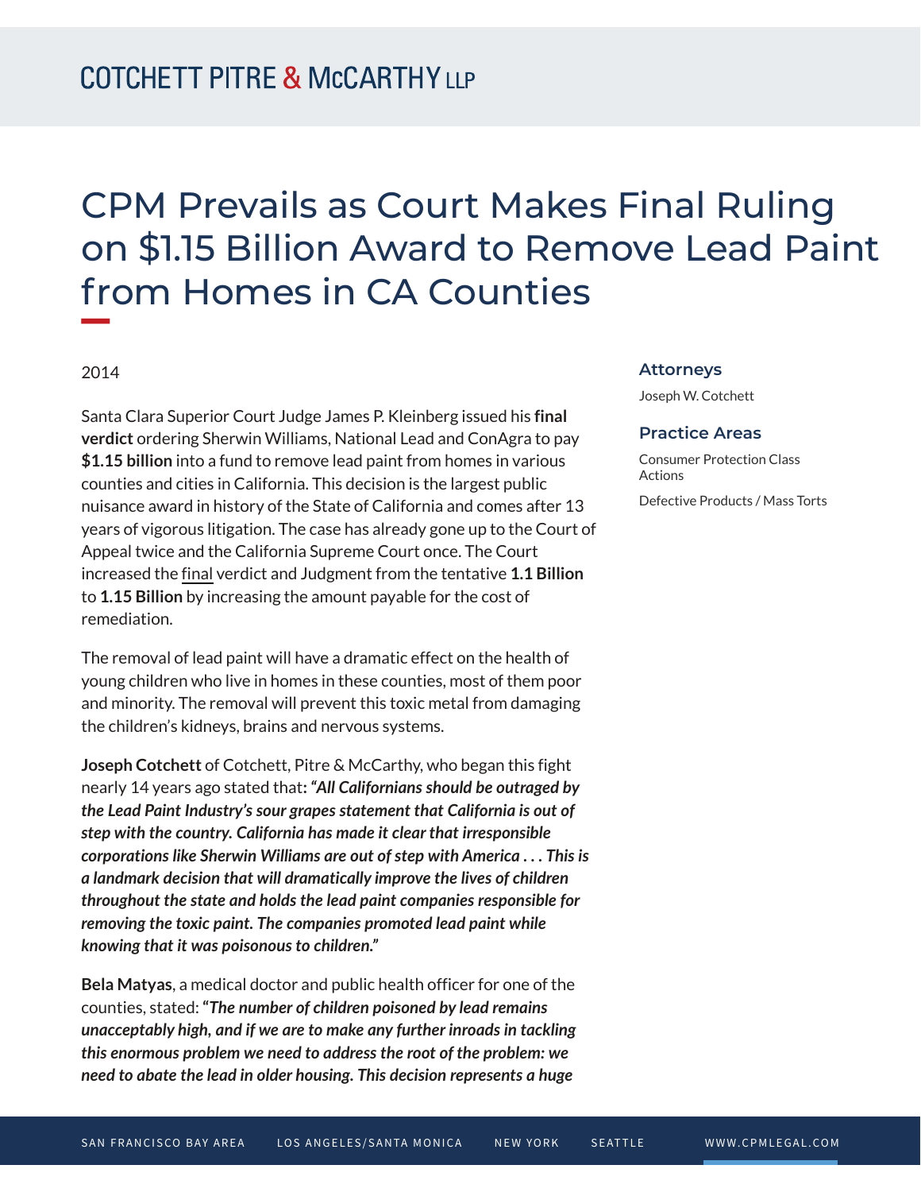# CPM Prevails as Court Makes Final Ruling on $1.15 Billion Award to Remove Lead Paint from Homes in CA Counties

2014

Santa Clara Superior Court Judge James P. Kleinberg issued his **final verdict** ordering Sherwin Williams, National Lead and ConAgra to pay **$1.15 billion** into a fund to remove lead paint from homes in various counties and cities in California. This decision is the largest public nuisance award in history of the State of California and comes after 13 years of vigorous litigation. The case has already gone up to the Court of Appeal twice and the California Supreme Court once. The Court increased the <u>final</u> verdict and Judgment from the tentative **1.1 Billion** to **1.15 Billion** by increasing the amount payable for the cost of remediation.

The removal of lead paint will have a dramatic effect on the health of young children who live in homes in these counties, most of them poor and minority. The removal will prevent this toxic metal from damaging the children's kidneys, brains and nervous systems.

**Joseph Cotchett** of Cotchett, Pitre & McCarthy, who began this fight nearly 14 years ago stated that**:** ***"All Californians should be outraged by the Lead Paint Industry's sour grapes statement that California is out of step with the country. California has made it clear that irresponsible corporations like Sherwin Williams are out of step with America . . . This is a landmark decision that will dramatically improve the lives of children throughout the state and holds the lead paint companies responsible for removing the toxic paint. The companies promoted lead paint while knowing that it was poisonous to children."***

**Bela Matyas**, a medical doctor and public health officer for one of the counties, stated: ***"The number of children poisoned by lead remains unacceptably high, and if we are to make any further inroads in tackling this enormous problem we need to address the root of the problem: we need to abate the lead in older housing. This decision represents a huge***

### Attorneys

Joseph W. Cotchett

### Practice Areas

Consumer Protection Class Actions

Defective Products / Mass Torts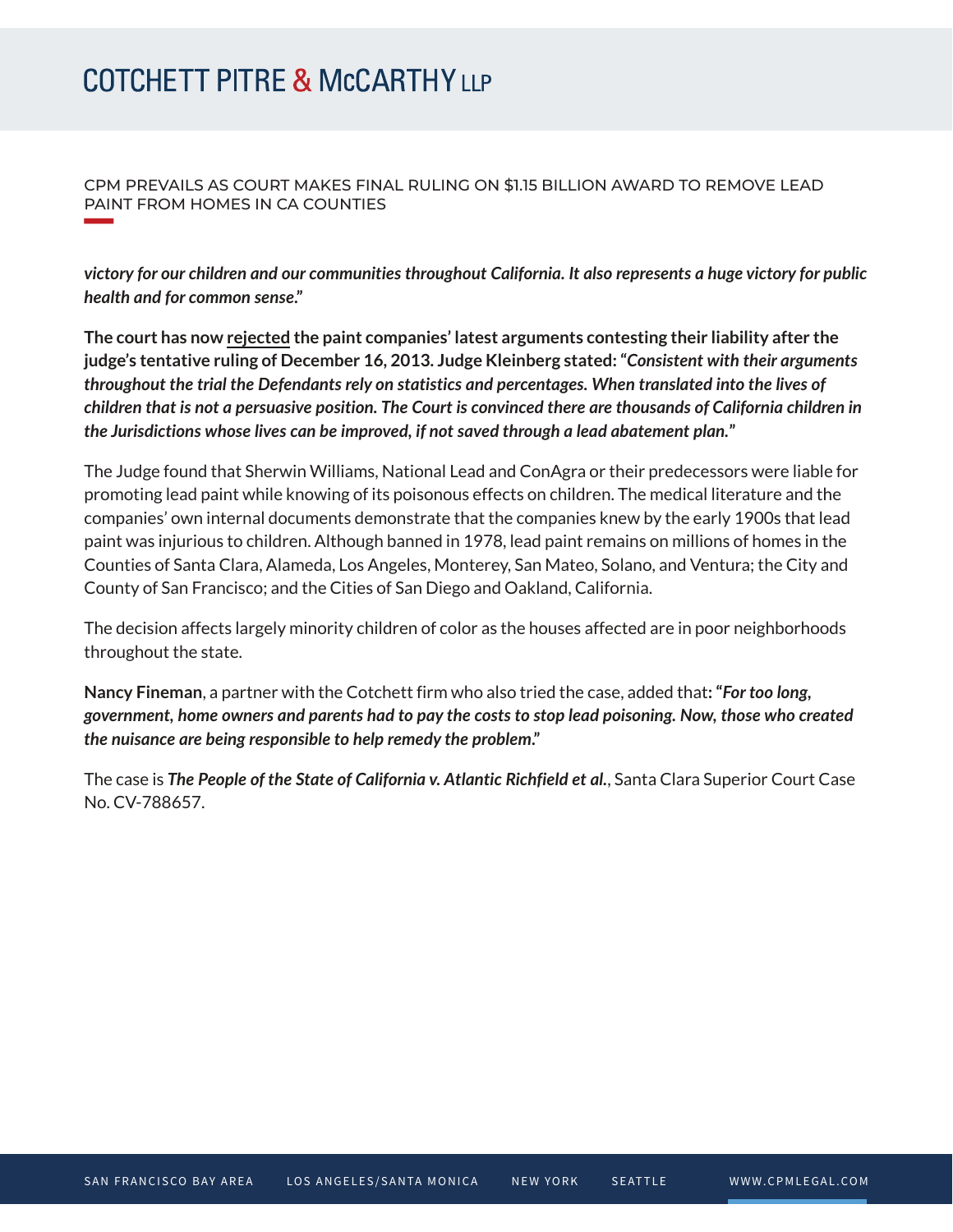# CPM PREVAILS AS COURT MAKES FINAL RULING ON $1.15 BILLION AWARD TO REMOVE LEAD PAINT FROM HOMES IN CA COUNTIES

***victory for our children and our communities throughout California. It also represents a huge victory for public health and for common sense."***

**The court has now rejected the paint companies' latest arguments contesting their liability after the judge's tentative ruling of December 16, 2013. Judge Kleinberg stated: "*Consistent with their arguments throughout the trial the Defendants rely on statistics and percentages. When translated into the lives of children that is not a persuasive position. The Court is convinced there are thousands of California children in the Jurisdictions whose lives can be improved, if not saved through a lead abatement plan.*"**

The Judge found that Sherwin Williams, National Lead and ConAgra or their predecessors were liable for promoting lead paint while knowing of its poisonous effects on children. The medical literature and the companies' own internal documents demonstrate that the companies knew by the early 1900s that lead paint was injurious to children. Although banned in 1978, lead paint remains on millions of homes in the Counties of Santa Clara, Alameda, Los Angeles, Monterey, San Mateo, Solano, and Ventura; the City and County of San Francisco; and the Cities of San Diego and Oakland, California.

The decision affects largely minority children of color as the houses affected are in poor neighborhoods throughout the state.

**Nancy Fineman**, a partner with the Cotchett firm who also tried the case, added that**: "*For too long, government, home owners and parents had to pay the costs to stop lead poisoning. Now, those who created the nuisance are being responsible to help remedy the problem.*"**

The case is ***The People of the State of California v. Atlantic Richfield et al.***, Santa Clara Superior Court Case No. CV-788657.